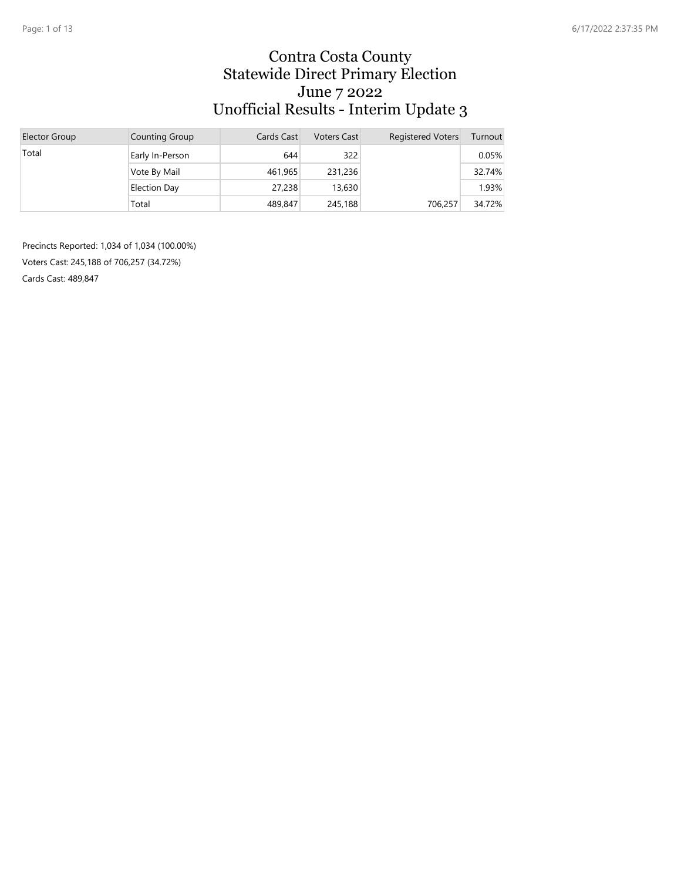# Contra Costa County
# Statewide Direct Primary Election
# June 7 2022
# Unofficial Results - Interim Update 3

| Elector Group | Counting Group | Cards Cast | Voters Cast | Registered Voters | Turnout |
|---|---|---|---|---|---|
| Total | Early In-Person | 644 | 322 | | 0.05% |
| | Vote By Mail | 461,965 | 231,236 | | 32.74% |
| | Election Day | 27,238 | 13,630 | | 1.93% |
| | Total | 489,847 | 245,188 | 706,257 | 34.72% |

Precincts Reported: 1,034 of 1,034 (100.00%)

Voters Cast: 245,188 of 706,257 (34.72%)

Cards Cast: 489,847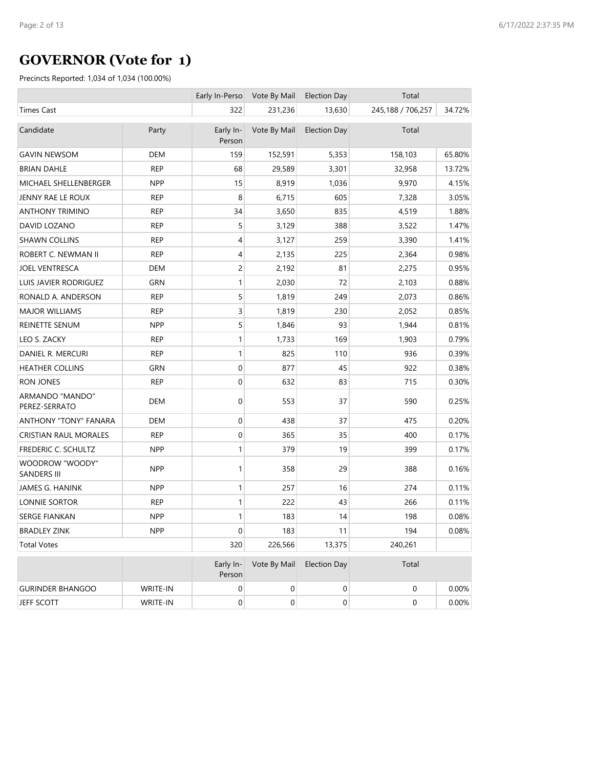# GOVERNOR (Vote for 1)

Precincts Reported: 1,034 of 1,034 (100.00%)

| | Early In-Perso | Vote By Mail | Election Day | Total | |
|---|---|---|---|---|---|
| Times Cast | 322 | 231,236 | 13,630 | 245,188 / 706,257 | 34.72% |

| Candidate | Party | Early In-Person | Vote By Mail | Election Day | Total | |
|---|---|---|---|---|---|---|
| GAVIN NEWSOM | DEM | 159 | 152,591 | 5,353 | 158,103 | 65.80% |
| BRIAN DAHLE | REP | 68 | 29,589 | 3,301 | 32,958 | 13.72% |
| MICHAEL SHELLENBERGER | NPP | 15 | 8,919 | 1,036 | 9,970 | 4.15% |
| JENNY RAE LE ROUX | REP | 8 | 6,715 | 605 | 7,328 | 3.05% |
| ANTHONY TRIMINO | REP | 34 | 3,650 | 835 | 4,519 | 1.88% |
| DAVID LOZANO | REP | 5 | 3,129 | 388 | 3,522 | 1.47% |
| SHAWN COLLINS | REP | 4 | 3,127 | 259 | 3,390 | 1.41% |
| ROBERT C. NEWMAN II | REP | 4 | 2,135 | 225 | 2,364 | 0.98% |
| JOEL VENTRESCA | DEM | 2 | 2,192 | 81 | 2,275 | 0.95% |
| LUIS JAVIER RODRIGUEZ | GRN | 1 | 2,030 | 72 | 2,103 | 0.88% |
| RONALD A. ANDERSON | REP | 5 | 1,819 | 249 | 2,073 | 0.86% |
| MAJOR WILLIAMS | REP | 3 | 1,819 | 230 | 2,052 | 0.85% |
| REINETTE SENUM | NPP | 5 | 1,846 | 93 | 1,944 | 0.81% |
| LEO S. ZACKY | REP | 1 | 1,733 | 169 | 1,903 | 0.79% |
| DANIEL R. MERCURI | REP | 1 | 825 | 110 | 936 | 0.39% |
| HEATHER COLLINS | GRN | 0 | 877 | 45 | 922 | 0.38% |
| RON JONES | REP | 0 | 632 | 83 | 715 | 0.30% |
| ARMANDO "MANDO" PEREZ-SERRATO | DEM | 0 | 553 | 37 | 590 | 0.25% |
| ANTHONY "TONY" FANARA | DEM | 0 | 438 | 37 | 475 | 0.20% |
| CRISTIAN RAUL MORALES | REP | 0 | 365 | 35 | 400 | 0.17% |
| FREDERIC C. SCHULTZ | NPP | 1 | 379 | 19 | 399 | 0.17% |
| WOODROW "WOODY" SANDERS III | NPP | 1 | 358 | 29 | 388 | 0.16% |
| JAMES G. HANINK | NPP | 1 | 257 | 16 | 274 | 0.11% |
| LONNIE SORTOR | REP | 1 | 222 | 43 | 266 | 0.11% |
| SERGE FIANKAN | NPP | 1 | 183 | 14 | 198 | 0.08% |
| BRADLEY ZINK | NPP | 0 | 183 | 11 | 194 | 0.08% |
| Total Votes | | 320 | 226,566 | 13,375 | 240,261 | |

| | | Early In-Person | Vote By Mail | Election Day | Total | |
|---|---|---|---|---|---|---|
| GURINDER BHANGOO | WRITE-IN | 0 | 0 | 0 | 0 | 0.00% |
| JEFF SCOTT | WRITE-IN | 0 | 0 | 0 | 0 | 0.00% |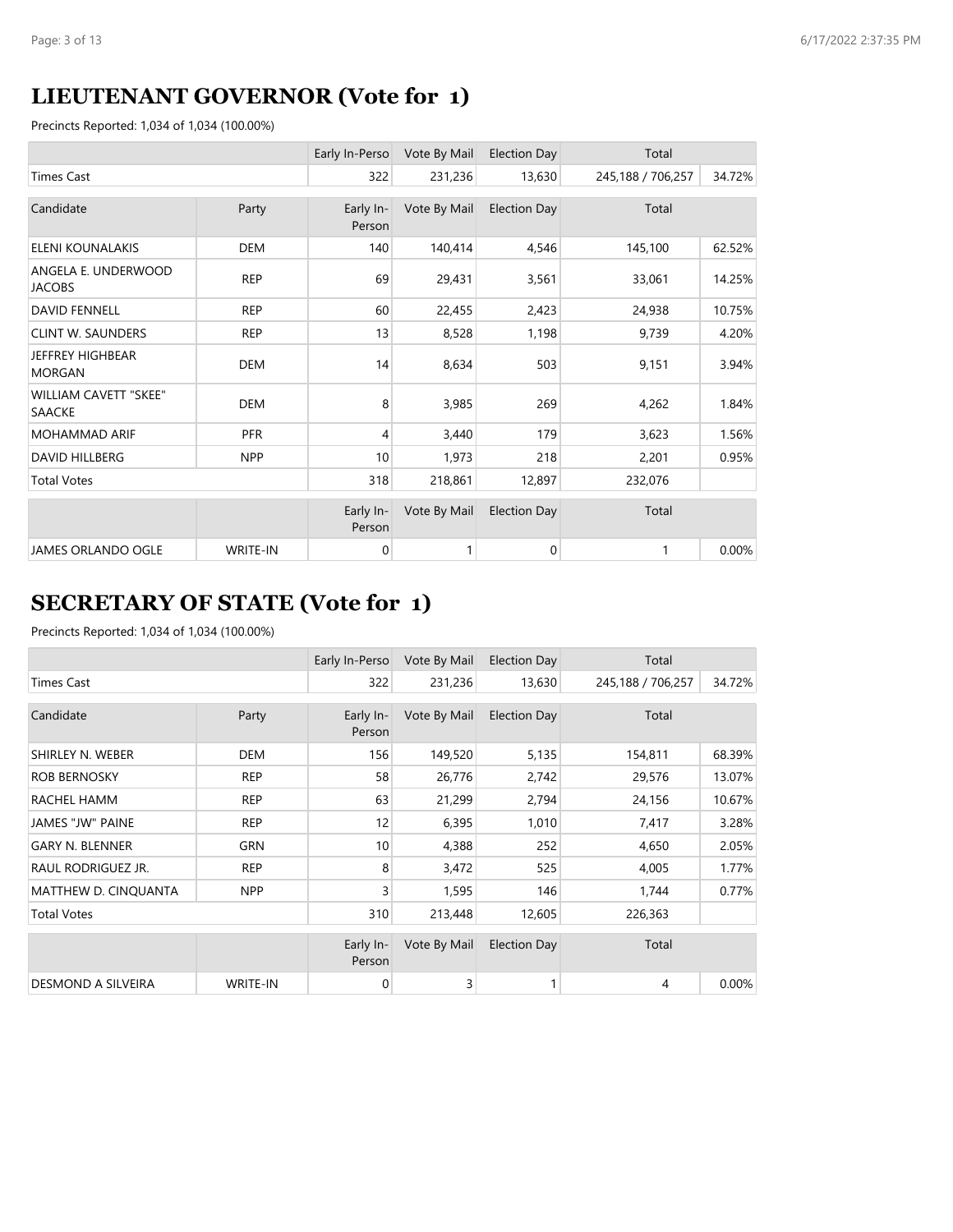## LIEUTENANT GOVERNOR (Vote for 1)

Precincts Reported: 1,034 of 1,034 (100.00%)

| | | Early In-Perso | Vote By Mail | Election Day | Total | |
|---|---|---|---|---|---|---|
| Times Cast | | 322 | 231,236 | 13,630 | 245,188 / 706,257 | 34.72% |

| Candidate | Party | Early In-Person | Vote By Mail | Election Day | Total | |
|---|---|---|---|---|---|---|
| ELENI KOUNALAKIS | DEM | 140 | 140,414 | 4,546 | 145,100 | 62.52% |
| ANGELA E. UNDERWOOD JACOBS | REP | 69 | 29,431 | 3,561 | 33,061 | 14.25% |
| DAVID FENNELL | REP | 60 | 22,455 | 2,423 | 24,938 | 10.75% |
| CLINT W. SAUNDERS | REP | 13 | 8,528 | 1,198 | 9,739 | 4.20% |
| JEFFREY HIGHBEAR MORGAN | DEM | 14 | 8,634 | 503 | 9,151 | 3.94% |
| WILLIAM CAVETT "SKEE" SAACKE | DEM | 8 | 3,985 | 269 | 4,262 | 1.84% |
| MOHAMMAD ARIF | PFR | 4 | 3,440 | 179 | 3,623 | 1.56% |
| DAVID HILLBERG | NPP | 10 | 1,973 | 218 | 2,201 | 0.95% |
| Total Votes | | 318 | 218,861 | 12,897 | 232,076 | |

| | | Early In-Person | Vote By Mail | Election Day | Total | |
|---|---|---|---|---|---|---|
| JAMES ORLANDO OGLE | WRITE-IN | 0 | 1 | 0 | 1 | 0.00% |

## SECRETARY OF STATE (Vote for 1)

Precincts Reported: 1,034 of 1,034 (100.00%)

| | | Early In-Perso | Vote By Mail | Election Day | Total | |
|---|---|---|---|---|---|---|
| Times Cast | | 322 | 231,236 | 13,630 | 245,188 / 706,257 | 34.72% |

| Candidate | Party | Early In-Person | Vote By Mail | Election Day | Total | |
|---|---|---|---|---|---|---|
| SHIRLEY N. WEBER | DEM | 156 | 149,520 | 5,135 | 154,811 | 68.39% |
| ROB BERNOSKY | REP | 58 | 26,776 | 2,742 | 29,576 | 13.07% |
| RACHEL HAMM | REP | 63 | 21,299 | 2,794 | 24,156 | 10.67% |
| JAMES "JW" PAINE | REP | 12 | 6,395 | 1,010 | 7,417 | 3.28% |
| GARY N. BLENNER | GRN | 10 | 4,388 | 252 | 4,650 | 2.05% |
| RAUL RODRIGUEZ JR. | REP | 8 | 3,472 | 525 | 4,005 | 1.77% |
| MATTHEW D. CINQUANTA | NPP | 3 | 1,595 | 146 | 1,744 | 0.77% |
| Total Votes | | 310 | 213,448 | 12,605 | 226,363 | |

| | | Early In-Person | Vote By Mail | Election Day | Total | |
|---|---|---|---|---|---|---|
| DESMOND A SILVEIRA | WRITE-IN | 0 | 3 | 1 | 4 | 0.00% |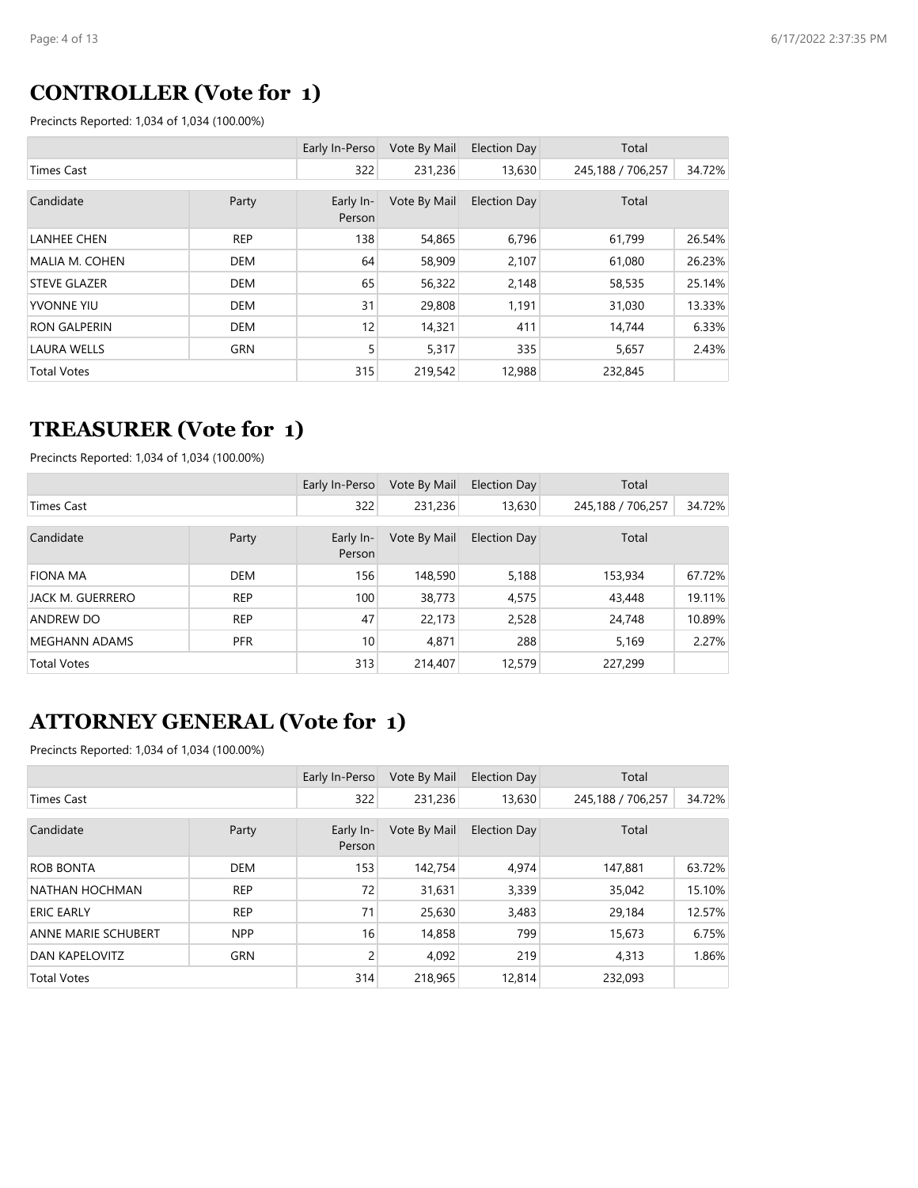## CONTROLLER (Vote for 1)

Precincts Reported: 1,034 of 1,034 (100.00%)

| | | Early In-Perso | Vote By Mail | Election Day | Total | |
|---|---|---|---|---|---|---|
| Times Cast | | 322 | 231,236 | 13,630 | 245,188 / 706,257 | 34.72% |
| **Candidate** | **Party** | **Early In-Person** | **Vote By Mail** | **Election Day** | **Total** | |
| LANHEE CHEN | REP | 138 | 54,865 | 6,796 | 61,799 | 26.54% |
| MALIA M. COHEN | DEM | 64 | 58,909 | 2,107 | 61,080 | 26.23% |
| STEVE GLAZER | DEM | 65 | 56,322 | 2,148 | 58,535 | 25.14% |
| YVONNE YIU | DEM | 31 | 29,808 | 1,191 | 31,030 | 13.33% |
| RON GALPERIN | DEM | 12 | 14,321 | 411 | 14,744 | 6.33% |
| LAURA WELLS | GRN | 5 | 5,317 | 335 | 5,657 | 2.43% |
| Total Votes | | 315 | 219,542 | 12,988 | 232,845 | |

## TREASURER (Vote for 1)

Precincts Reported: 1,034 of 1,034 (100.00%)

| | | Early In-Perso | Vote By Mail | Election Day | Total | |
|---|---|---|---|---|---|---|
| Times Cast | | 322 | 231,236 | 13,630 | 245,188 / 706,257 | 34.72% |
| **Candidate** | **Party** | **Early In-Person** | **Vote By Mail** | **Election Day** | **Total** | |
| FIONA MA | DEM | 156 | 148,590 | 5,188 | 153,934 | 67.72% |
| JACK M. GUERRERO | REP | 100 | 38,773 | 4,575 | 43,448 | 19.11% |
| ANDREW DO | REP | 47 | 22,173 | 2,528 | 24,748 | 10.89% |
| MEGHANN ADAMS | PFR | 10 | 4,871 | 288 | 5,169 | 2.27% |
| Total Votes | | 313 | 214,407 | 12,579 | 227,299 | |

## ATTORNEY GENERAL (Vote for 1)

Precincts Reported: 1,034 of 1,034 (100.00%)

| | | Early In-Perso | Vote By Mail | Election Day | Total | |
|---|---|---|---|---|---|---|
| Times Cast | | 322 | 231,236 | 13,630 | 245,188 / 706,257 | 34.72% |
| **Candidate** | **Party** | **Early In-Person** | **Vote By Mail** | **Election Day** | **Total** | |
| ROB BONTA | DEM | 153 | 142,754 | 4,974 | 147,881 | 63.72% |
| NATHAN HOCHMAN | REP | 72 | 31,631 | 3,339 | 35,042 | 15.10% |
| ERIC EARLY | REP | 71 | 25,630 | 3,483 | 29,184 | 12.57% |
| ANNE MARIE SCHUBERT | NPP | 16 | 14,858 | 799 | 15,673 | 6.75% |
| DAN KAPELOVITZ | GRN | 2 | 4,092 | 219 | 4,313 | 1.86% |
| Total Votes | | 314 | 218,965 | 12,814 | 232,093 | |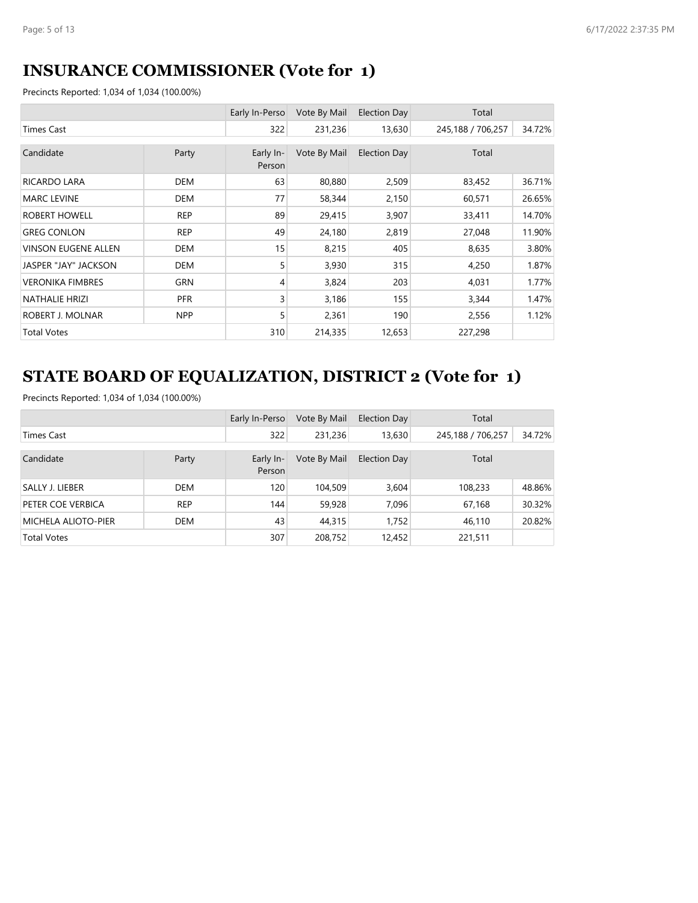## INSURANCE COMMISSIONER (Vote for 1)

Precincts Reported: 1,034 of 1,034 (100.00%)

| | | Early In-Perso | Vote By Mail | Election Day | Total | |
|---|---|---|---|---|---|---|
| Times Cast | | 322 | 231,236 | 13,630 | 245,188 / 706,257 | 34.72% |
| **Candidate** | **Party** | **Early In-Person** | **Vote By Mail** | **Election Day** | **Total** | |
| RICARDO LARA | DEM | 63 | 80,880 | 2,509 | 83,452 | 36.71% |
| MARC LEVINE | DEM | 77 | 58,344 | 2,150 | 60,571 | 26.65% |
| ROBERT HOWELL | REP | 89 | 29,415 | 3,907 | 33,411 | 14.70% |
| GREG CONLON | REP | 49 | 24,180 | 2,819 | 27,048 | 11.90% |
| VINSON EUGENE ALLEN | DEM | 15 | 8,215 | 405 | 8,635 | 3.80% |
| JASPER "JAY" JACKSON | DEM | 5 | 3,930 | 315 | 4,250 | 1.87% |
| VERONIKA FIMBRES | GRN | 4 | 3,824 | 203 | 4,031 | 1.77% |
| NATHALIE HRIZI | PFR | 3 | 3,186 | 155 | 3,344 | 1.47% |
| ROBERT J. MOLNAR | NPP | 5 | 2,361 | 190 | 2,556 | 1.12% |
| Total Votes | | 310 | 214,335 | 12,653 | 227,298 | |

## STATE BOARD OF EQUALIZATION, DISTRICT 2 (Vote for 1)

Precincts Reported: 1,034 of 1,034 (100.00%)

| | | Early In-Perso | Vote By Mail | Election Day | Total | |
|---|---|---|---|---|---|---|
| Times Cast | | 322 | 231,236 | 13,630 | 245,188 / 706,257 | 34.72% |
| **Candidate** | **Party** | **Early In-Person** | **Vote By Mail** | **Election Day** | **Total** | |
| SALLY J. LIEBER | DEM | 120 | 104,509 | 3,604 | 108,233 | 48.86% |
| PETER COE VERBICA | REP | 144 | 59,928 | 7,096 | 67,168 | 30.32% |
| MICHELA ALIOTO-PIER | DEM | 43 | 44,315 | 1,752 | 46,110 | 20.82% |
| Total Votes | | 307 | 208,752 | 12,452 | 221,511 | |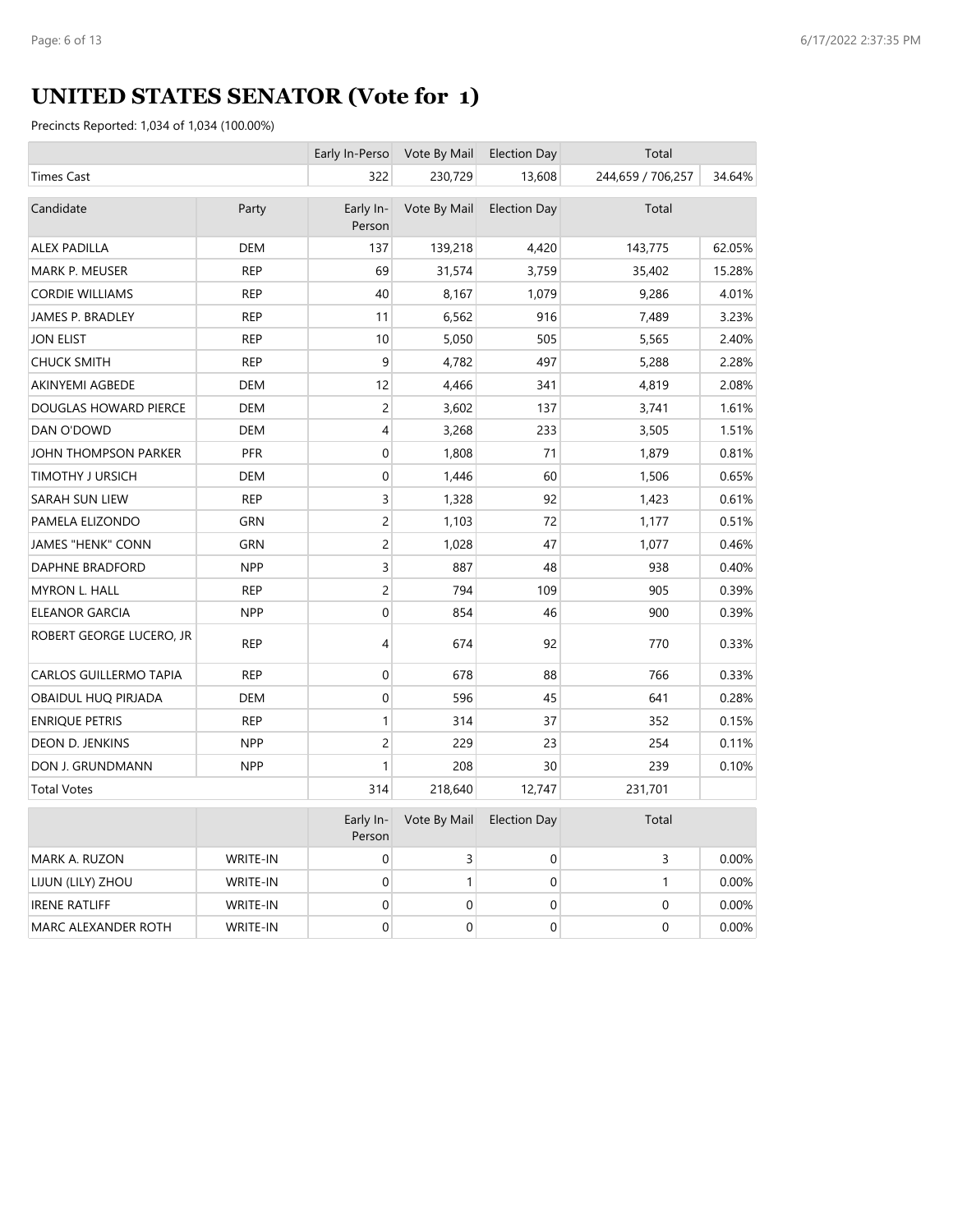# UNITED STATES SENATOR (Vote for 1)

Precincts Reported: 1,034 of 1,034 (100.00%)

| | | Early In-Perso | Vote By Mail | Election Day | Total | |
|---|---|---|---|---|---|---|
| Times Cast | | 322 | 230,729 | 13,608 | 244,659 / 706,257 | 34.64% |

| Candidate | Party | Early In-Person | Vote By Mail | Election Day | Total | |
|---|---|---|---|---|---|---|
| ALEX PADILLA | DEM | 137 | 139,218 | 4,420 | 143,775 | 62.05% |
| MARK P. MEUSER | REP | 69 | 31,574 | 3,759 | 35,402 | 15.28% |
| CORDIE WILLIAMS | REP | 40 | 8,167 | 1,079 | 9,286 | 4.01% |
| JAMES P. BRADLEY | REP | 11 | 6,562 | 916 | 7,489 | 3.23% |
| JON ELIST | REP | 10 | 5,050 | 505 | 5,565 | 2.40% |
| CHUCK SMITH | REP | 9 | 4,782 | 497 | 5,288 | 2.28% |
| AKINYEMI AGBEDE | DEM | 12 | 4,466 | 341 | 4,819 | 2.08% |
| DOUGLAS HOWARD PIERCE | DEM | 2 | 3,602 | 137 | 3,741 | 1.61% |
| DAN O'DOWD | DEM | 4 | 3,268 | 233 | 3,505 | 1.51% |
| JOHN THOMPSON PARKER | PFR | 0 | 1,808 | 71 | 1,879 | 0.81% |
| TIMOTHY J URSICH | DEM | 0 | 1,446 | 60 | 1,506 | 0.65% |
| SARAH SUN LIEW | REP | 3 | 1,328 | 92 | 1,423 | 0.61% |
| PAMELA ELIZONDO | GRN | 2 | 1,103 | 72 | 1,177 | 0.51% |
| JAMES "HENK" CONN | GRN | 2 | 1,028 | 47 | 1,077 | 0.46% |
| DAPHNE BRADFORD | NPP | 3 | 887 | 48 | 938 | 0.40% |
| MYRON L. HALL | REP | 2 | 794 | 109 | 905 | 0.39% |
| ELEANOR GARCIA | NPP | 0 | 854 | 46 | 900 | 0.39% |
| ROBERT GEORGE LUCERO, JR | REP | 4 | 674 | 92 | 770 | 0.33% |
| CARLOS GUILLERMO TAPIA | REP | 0 | 678 | 88 | 766 | 0.33% |
| OBAIDUL HUQ PIRJADA | DEM | 0 | 596 | 45 | 641 | 0.28% |
| ENRIQUE PETRIS | REP | 1 | 314 | 37 | 352 | 0.15% |
| DEON D. JENKINS | NPP | 2 | 229 | 23 | 254 | 0.11% |
| DON J. GRUNDMANN | NPP | 1 | 208 | 30 | 239 | 0.10% |
| Total Votes | | 314 | 218,640 | 12,747 | 231,701 | |

| | | Early In-Person | Vote By Mail | Election Day | Total | |
|---|---|---|---|---|---|---|
| MARK A. RUZON | WRITE-IN | 0 | 3 | 0 | 3 | 0.00% |
| LIJUN (LILY) ZHOU | WRITE-IN | 0 | 1 | 0 | 1 | 0.00% |
| IRENE RATLIFF | WRITE-IN | 0 | 0 | 0 | 0 | 0.00% |
| MARC ALEXANDER ROTH | WRITE-IN | 0 | 0 | 0 | 0 | 0.00% |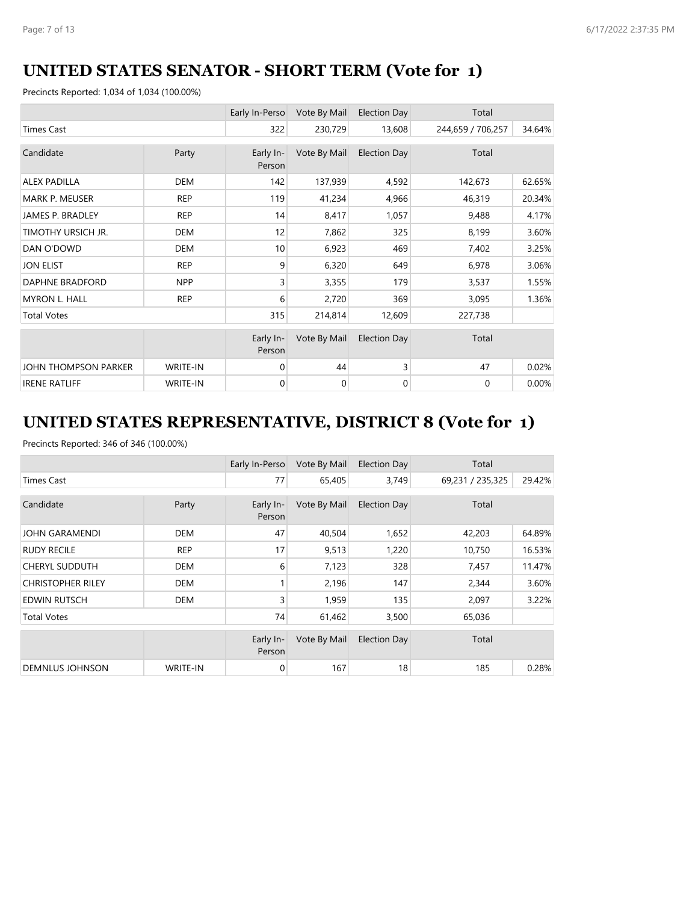## UNITED STATES SENATOR - SHORT TERM (Vote for 1)

Precincts Reported: 1,034 of 1,034 (100.00%)

| | | Early In-Perso | Vote By Mail | Election Day | Total | |
|---|---|---|---|---|---|---|
| Times Cast | | 322 | 230,729 | 13,608 | 244,659 / 706,257 | 34.64% |

| Candidate | Party | Early In-Person | Vote By Mail | Election Day | Total | |
|---|---|---|---|---|---|---|
| ALEX PADILLA | DEM | 142 | 137,939 | 4,592 | 142,673 | 62.65% |
| MARK P. MEUSER | REP | 119 | 41,234 | 4,966 | 46,319 | 20.34% |
| JAMES P. BRADLEY | REP | 14 | 8,417 | 1,057 | 9,488 | 4.17% |
| TIMOTHY URSICH JR. | DEM | 12 | 7,862 | 325 | 8,199 | 3.60% |
| DAN O'DOWD | DEM | 10 | 6,923 | 469 | 7,402 | 3.25% |
| JON ELIST | REP | 9 | 6,320 | 649 | 6,978 | 3.06% |
| DAPHNE BRADFORD | NPP | 3 | 3,355 | 179 | 3,537 | 1.55% |
| MYRON L. HALL | REP | 6 | 2,720 | 369 | 3,095 | 1.36% |
| Total Votes | | 315 | 214,814 | 12,609 | 227,738 | |

| | | Early In-Person | Vote By Mail | Election Day | Total | |
|---|---|---|---|---|---|---|
| JOHN THOMPSON PARKER | WRITE-IN | 0 | 44 | 3 | 47 | 0.02% |
| IRENE RATLIFF | WRITE-IN | 0 | 0 | 0 | 0 | 0.00% |

## UNITED STATES REPRESENTATIVE, DISTRICT 8 (Vote for 1)

Precincts Reported: 346 of 346 (100.00%)

| | | Early In-Perso | Vote By Mail | Election Day | Total | |
|---|---|---|---|---|---|---|
| Times Cast | | 77 | 65,405 | 3,749 | 69,231 / 235,325 | 29.42% |

| Candidate | Party | Early In-Person | Vote By Mail | Election Day | Total | |
|---|---|---|---|---|---|---|
| JOHN GARAMENDI | DEM | 47 | 40,504 | 1,652 | 42,203 | 64.89% |
| RUDY RECILE | REP | 17 | 9,513 | 1,220 | 10,750 | 16.53% |
| CHERYL SUDDUTH | DEM | 6 | 7,123 | 328 | 7,457 | 11.47% |
| CHRISTOPHER RILEY | DEM | 1 | 2,196 | 147 | 2,344 | 3.60% |
| EDWIN RUTSCH | DEM | 3 | 1,959 | 135 | 2,097 | 3.22% |
| Total Votes | | 74 | 61,462 | 3,500 | 65,036 | |

| | | Early In-Person | Vote By Mail | Election Day | Total | |
|---|---|---|---|---|---|---|
| DEMNLUS JOHNSON | WRITE-IN | 0 | 167 | 18 | 185 | 0.28% |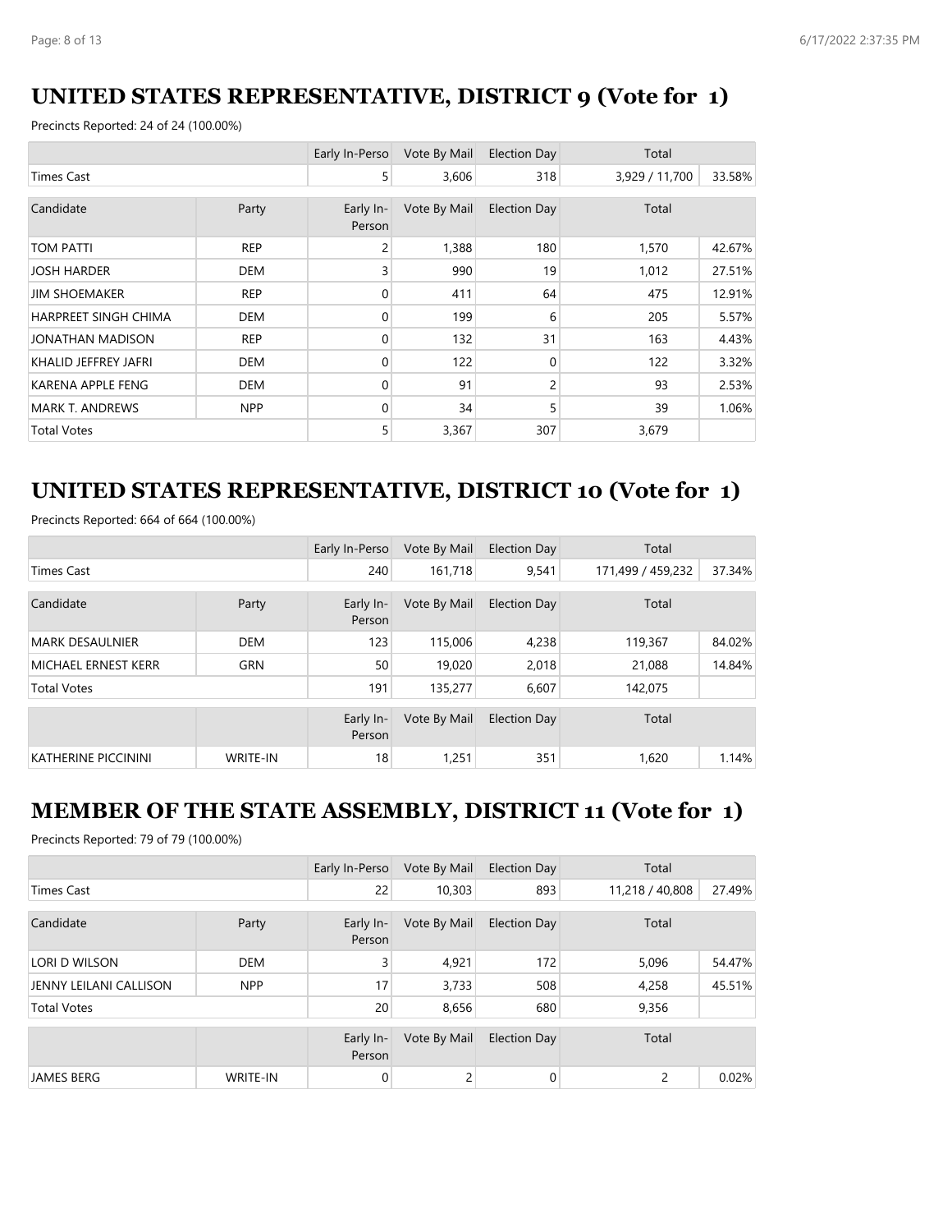## UNITED STATES REPRESENTATIVE, DISTRICT 9 (Vote for 1)

Precincts Reported: 24 of 24 (100.00%)

| | | Early In-Perso | Vote By Mail | Election Day | Total | |
|---|---|---|---|---|---|---|
| Times Cast | | 5 | 3,606 | 318 | 3,929 / 11,700 | 33.58% |

| Candidate | Party | Early In-Person | Vote By Mail | Election Day | Total | |
|---|---|---|---|---|---|---|
| TOM PATTI | REP | 2 | 1,388 | 180 | 1,570 | 42.67% |
| JOSH HARDER | DEM | 3 | 990 | 19 | 1,012 | 27.51% |
| JIM SHOEMAKER | REP | 0 | 411 | 64 | 475 | 12.91% |
| HARPREET SINGH CHIMA | DEM | 0 | 199 | 6 | 205 | 5.57% |
| JONATHAN MADISON | REP | 0 | 132 | 31 | 163 | 4.43% |
| KHALID JEFFREY JAFRI | DEM | 0 | 122 | 0 | 122 | 3.32% |
| KARENA APPLE FENG | DEM | 0 | 91 | 2 | 93 | 2.53% |
| MARK T. ANDREWS | NPP | 0 | 34 | 5 | 39 | 1.06% |
| Total Votes | | 5 | 3,367 | 307 | 3,679 | |

## UNITED STATES REPRESENTATIVE, DISTRICT 10 (Vote for 1)

Precincts Reported: 664 of 664 (100.00%)

| | | Early In-Perso | Vote By Mail | Election Day | Total | |
|---|---|---|---|---|---|---|
| Times Cast | | 240 | 161,718 | 9,541 | 171,499 / 459,232 | 37.34% |

| Candidate | Party | Early In-Person | Vote By Mail | Election Day | Total | |
|---|---|---|---|---|---|---|
| MARK DESAULNIER | DEM | 123 | 115,006 | 4,238 | 119,367 | 84.02% |
| MICHAEL ERNEST KERR | GRN | 50 | 19,020 | 2,018 | 21,088 | 14.84% |
| Total Votes | | 191 | 135,277 | 6,607 | 142,075 | |

| | | Early In-Person | Vote By Mail | Election Day | Total | |
|---|---|---|---|---|---|---|
| KATHERINE PICCININI | WRITE-IN | 18 | 1,251 | 351 | 1,620 | 1.14% |

## MEMBER OF THE STATE ASSEMBLY, DISTRICT 11 (Vote for 1)

Precincts Reported: 79 of 79 (100.00%)

| | | Early In-Perso | Vote By Mail | Election Day | Total | |
|---|---|---|---|---|---|---|
| Times Cast | | 22 | 10,303 | 893 | 11,218 / 40,808 | 27.49% |

| Candidate | Party | Early In-Person | Vote By Mail | Election Day | Total | |
|---|---|---|---|---|---|---|
| LORI D WILSON | DEM | 3 | 4,921 | 172 | 5,096 | 54.47% |
| JENNY LEILANI CALLISON | NPP | 17 | 3,733 | 508 | 4,258 | 45.51% |
| Total Votes | | 20 | 8,656 | 680 | 9,356 | |

| | | Early In-Person | Vote By Mail | Election Day | Total | |
|---|---|---|---|---|---|---|
| JAMES BERG | WRITE-IN | 0 | 2 | 0 | 2 | 0.02% |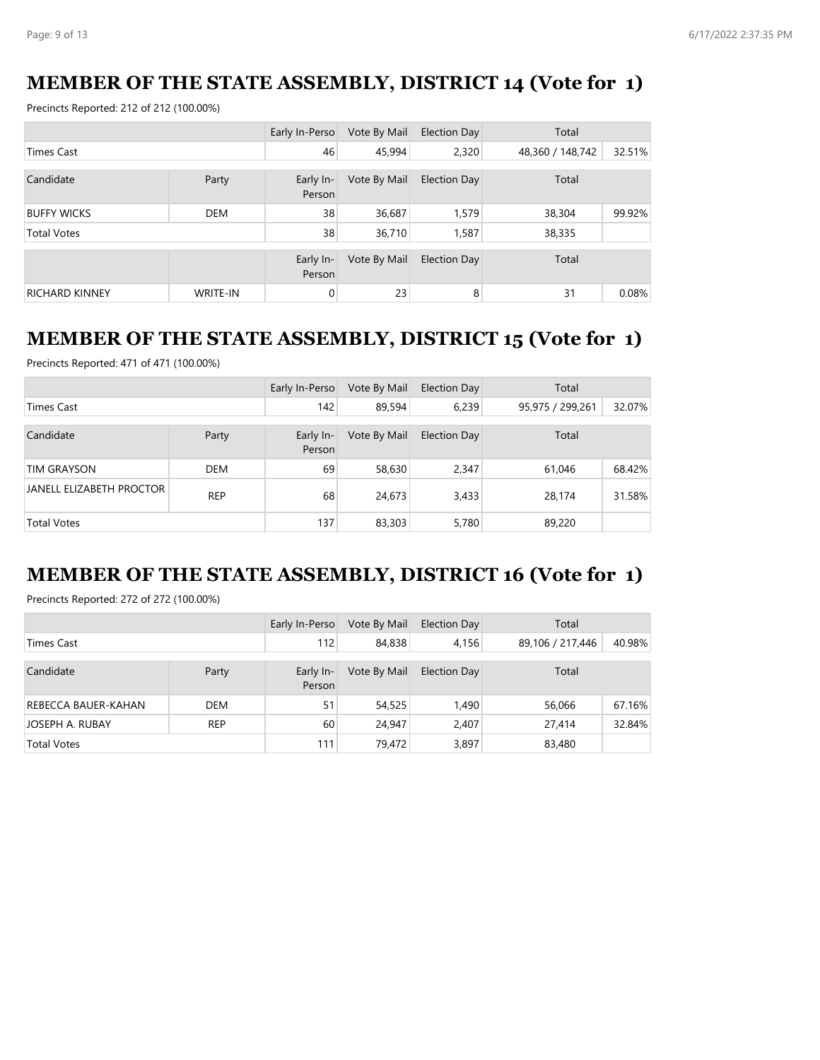## MEMBER OF THE STATE ASSEMBLY, DISTRICT 14 (Vote for 1)

Precincts Reported: 212 of 212 (100.00%)

| | | Early In-Perso | Vote By Mail | Election Day | Total | |
|---|---|---|---|---|---|---|
| Times Cast | | 46 | 45,994 | 2,320 | 48,360 / 148,742 | 32.51% |

| Candidate | Party | Early In-Person | Vote By Mail | Election Day | Total | |
|---|---|---|---|---|---|---|
| BUFFY WICKS | DEM | 38 | 36,687 | 1,579 | 38,304 | 99.92% |
| Total Votes | | 38 | 36,710 | 1,587 | 38,335 | |

| | | Early In-Person | Vote By Mail | Election Day | Total | |
|---|---|---|---|---|---|---|
| RICHARD KINNEY | WRITE-IN | 0 | 23 | 8 | 31 | 0.08% |

## MEMBER OF THE STATE ASSEMBLY, DISTRICT 15 (Vote for 1)

Precincts Reported: 471 of 471 (100.00%)

| | | Early In-Perso | Vote By Mail | Election Day | Total | |
|---|---|---|---|---|---|---|
| Times Cast | | 142 | 89,594 | 6,239 | 95,975 / 299,261 | 32.07% |

| Candidate | Party | Early In-Person | Vote By Mail | Election Day | Total | |
|---|---|---|---|---|---|---|
| TIM GRAYSON | DEM | 69 | 58,630 | 2,347 | 61,046 | 68.42% |
| JANELL ELIZABETH PROCTOR | REP | 68 | 24,673 | 3,433 | 28,174 | 31.58% |
| Total Votes | | 137 | 83,303 | 5,780 | 89,220 | |

## MEMBER OF THE STATE ASSEMBLY, DISTRICT 16 (Vote for 1)

Precincts Reported: 272 of 272 (100.00%)

| | | Early In-Perso | Vote By Mail | Election Day | Total | |
|---|---|---|---|---|---|---|
| Times Cast | | 112 | 84,838 | 4,156 | 89,106 / 217,446 | 40.98% |

| Candidate | Party | Early In-Person | Vote By Mail | Election Day | Total | |
|---|---|---|---|---|---|---|
| REBECCA BAUER-KAHAN | DEM | 51 | 54,525 | 1,490 | 56,066 | 67.16% |
| JOSEPH A. RUBAY | REP | 60 | 24,947 | 2,407 | 27,414 | 32.84% |
| Total Votes | | 111 | 79,472 | 3,897 | 83,480 | |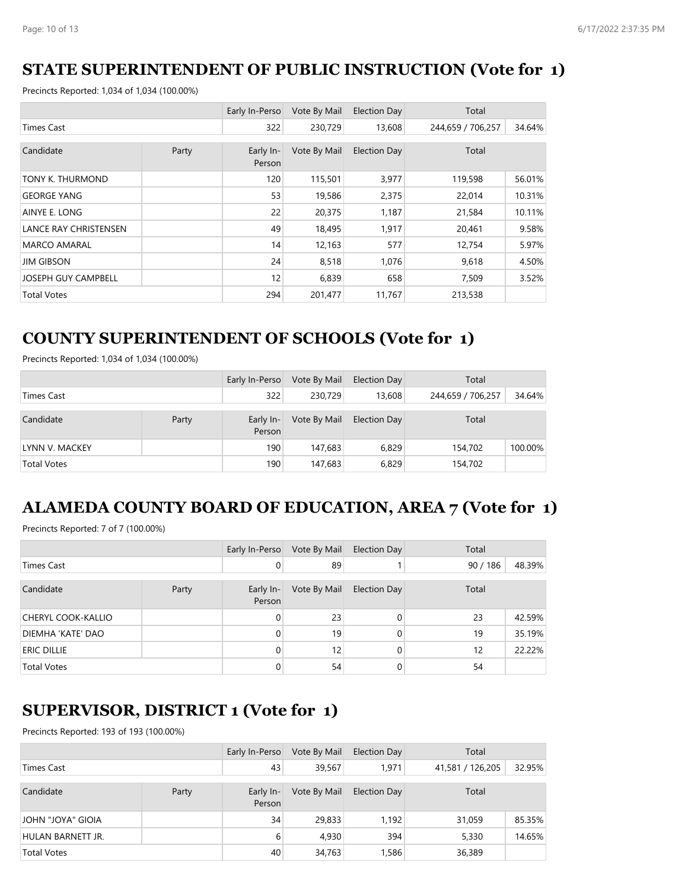## STATE SUPERINTENDENT OF PUBLIC INSTRUCTION (Vote for 1)

Precincts Reported: 1,034 of 1,034 (100.00%)

| | | Early In-Perso | Vote By Mail | Election Day | Total | |
|---|---|---|---|---|---|---|
| Times Cast | | 322 | 230,729 | 13,608 | 244,659 / 706,257 | 34.64% |

| Candidate | Party | Early In-Person | Vote By Mail | Election Day | Total | |
|---|---|---|---|---|---|---|
| TONY K. THURMOND | | 120 | 115,501 | 3,977 | 119,598 | 56.01% |
| GEORGE YANG | | 53 | 19,586 | 2,375 | 22,014 | 10.31% |
| AINYE E. LONG | | 22 | 20,375 | 1,187 | 21,584 | 10.11% |
| LANCE RAY CHRISTENSEN | | 49 | 18,495 | 1,917 | 20,461 | 9.58% |
| MARCO AMARAL | | 14 | 12,163 | 577 | 12,754 | 5.97% |
| JIM GIBSON | | 24 | 8,518 | 1,076 | 9,618 | 4.50% |
| JOSEPH GUY CAMPBELL | | 12 | 6,839 | 658 | 7,509 | 3.52% |
| Total Votes | | 294 | 201,477 | 11,767 | 213,538 | |

## COUNTY SUPERINTENDENT OF SCHOOLS (Vote for 1)

Precincts Reported: 1,034 of 1,034 (100.00%)

| | | Early In-Perso | Vote By Mail | Election Day | Total | |
|---|---|---|---|---|---|---|
| Times Cast | | 322 | 230,729 | 13,608 | 244,659 / 706,257 | 34.64% |

| Candidate | Party | Early In-Person | Vote By Mail | Election Day | Total | |
|---|---|---|---|---|---|---|
| LYNN V. MACKEY | | 190 | 147,683 | 6,829 | 154,702 | 100.00% |
| Total Votes | | 190 | 147,683 | 6,829 | 154,702 | |

## ALAMEDA COUNTY BOARD OF EDUCATION, AREA 7 (Vote for 1)

Precincts Reported: 7 of 7 (100.00%)

| | | Early In-Perso | Vote By Mail | Election Day | Total | |
|---|---|---|---|---|---|---|
| Times Cast | | 0 | 89 | 1 | 90 / 186 | 48.39% |

| Candidate | Party | Early In-Person | Vote By Mail | Election Day | Total | |
|---|---|---|---|---|---|---|
| CHERYL COOK-KALLIO | | 0 | 23 | 0 | 23 | 42.59% |
| DIEMHA 'KATE' DAO | | 0 | 19 | 0 | 19 | 35.19% |
| ERIC DILLIE | | 0 | 12 | 0 | 12 | 22.22% |
| Total Votes | | 0 | 54 | 0 | 54 | |

## SUPERVISOR, DISTRICT 1 (Vote for 1)

Precincts Reported: 193 of 193 (100.00%)

| | | Early In-Perso | Vote By Mail | Election Day | Total | |
|---|---|---|---|---|---|---|
| Times Cast | | 43 | 39,567 | 1,971 | 41,581 / 126,205 | 32.95% |

| Candidate | Party | Early In-Person | Vote By Mail | Election Day | Total | |
|---|---|---|---|---|---|---|
| JOHN "JOYA" GIOIA | | 34 | 29,833 | 1,192 | 31,059 | 85.35% |
| HULAN BARNETT JR. | | 6 | 4,930 | 394 | 5,330 | 14.65% |
| Total Votes | | 40 | 34,763 | 1,586 | 36,389 | |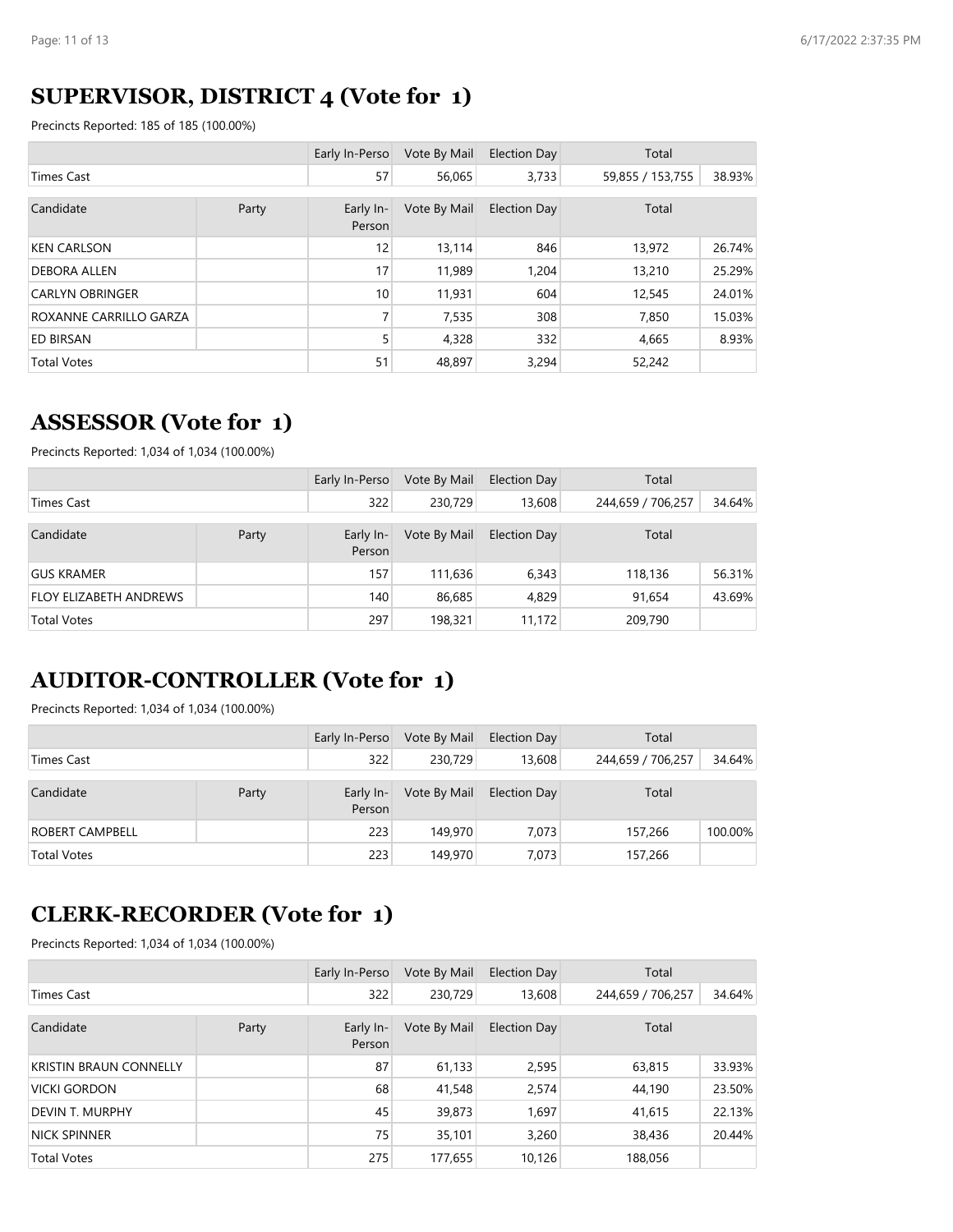## SUPERVISOR, DISTRICT 4 (Vote for 1)

Precincts Reported: 185 of 185 (100.00%)

| | | Early In-Perso | Vote By Mail | Election Day | Total | |
|---|---|---|---|---|---|---|
| Times Cast | | 57 | 56,065 | 3,733 | 59,855 / 153,755 | 38.93% |

| Candidate | Party | Early In-Person | Vote By Mail | Election Day | Total | |
|---|---|---|---|---|---|---|
| KEN CARLSON | | 12 | 13,114 | 846 | 13,972 | 26.74% |
| DEBORA ALLEN | | 17 | 11,989 | 1,204 | 13,210 | 25.29% |
| CARLYN OBRINGER | | 10 | 11,931 | 604 | 12,545 | 24.01% |
| ROXANNE CARRILLO GARZA | | 7 | 7,535 | 308 | 7,850 | 15.03% |
| ED BIRSAN | | 5 | 4,328 | 332 | 4,665 | 8.93% |
| Total Votes | | 51 | 48,897 | 3,294 | 52,242 | |

## ASSESSOR (Vote for 1)

Precincts Reported: 1,034 of 1,034 (100.00%)

| | | Early In-Perso | Vote By Mail | Election Day | Total | |
|---|---|---|---|---|---|---|
| Times Cast | | 322 | 230,729 | 13,608 | 244,659 / 706,257 | 34.64% |

| Candidate | Party | Early In-Person | Vote By Mail | Election Day | Total | |
|---|---|---|---|---|---|---|
| GUS KRAMER | | 157 | 111,636 | 6,343 | 118,136 | 56.31% |
| FLOY ELIZABETH ANDREWS | | 140 | 86,685 | 4,829 | 91,654 | 43.69% |
| Total Votes | | 297 | 198,321 | 11,172 | 209,790 | |

## AUDITOR-CONTROLLER (Vote for 1)

Precincts Reported: 1,034 of 1,034 (100.00%)

| | | Early In-Perso | Vote By Mail | Election Day | Total | |
|---|---|---|---|---|---|---|
| Times Cast | | 322 | 230,729 | 13,608 | 244,659 / 706,257 | 34.64% |

| Candidate | Party | Early In-Person | Vote By Mail | Election Day | Total | |
|---|---|---|---|---|---|---|
| ROBERT CAMPBELL | | 223 | 149,970 | 7,073 | 157,266 | 100.00% |
| Total Votes | | 223 | 149,970 | 7,073 | 157,266 | |

## CLERK-RECORDER (Vote for 1)

Precincts Reported: 1,034 of 1,034 (100.00%)

| | | Early In-Perso | Vote By Mail | Election Day | Total | |
|---|---|---|---|---|---|---|
| Times Cast | | 322 | 230,729 | 13,608 | 244,659 / 706,257 | 34.64% |

| Candidate | Party | Early In-Person | Vote By Mail | Election Day | Total | |
|---|---|---|---|---|---|---|
| KRISTIN BRAUN CONNELLY | | 87 | 61,133 | 2,595 | 63,815 | 33.93% |
| VICKI GORDON | | 68 | 41,548 | 2,574 | 44,190 | 23.50% |
| DEVIN T. MURPHY | | 45 | 39,873 | 1,697 | 41,615 | 22.13% |
| NICK SPINNER | | 75 | 35,101 | 3,260 | 38,436 | 20.44% |
| Total Votes | | 275 | 177,655 | 10,126 | 188,056 | |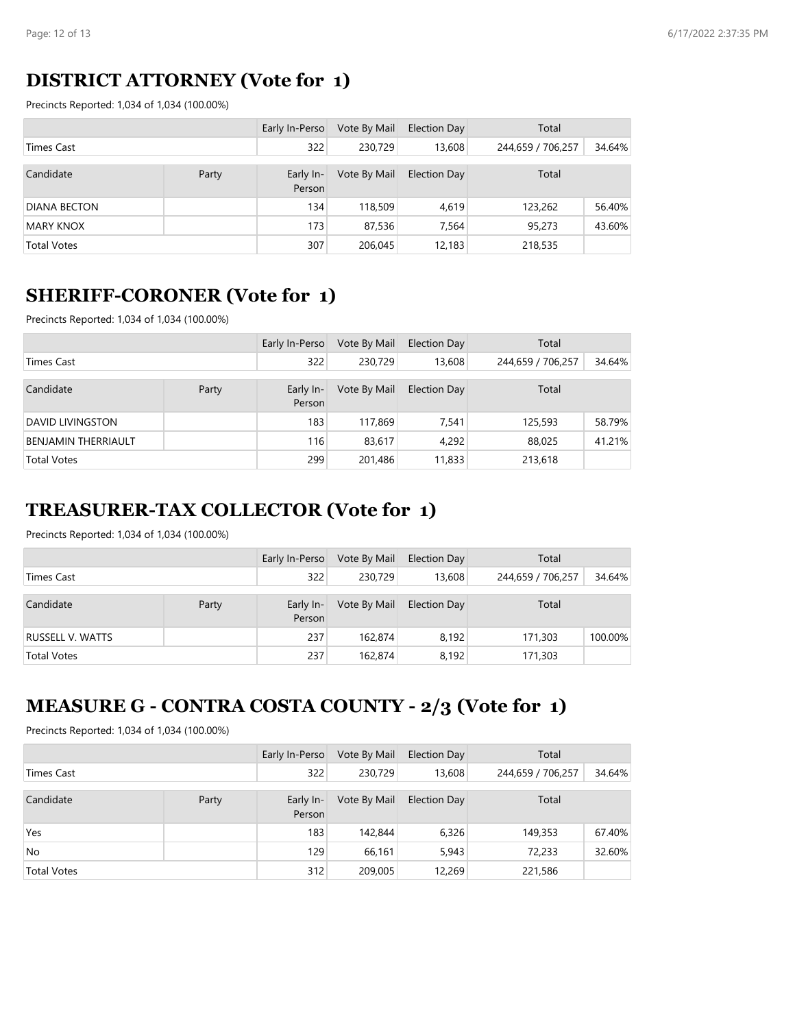## DISTRICT ATTORNEY (Vote for 1)

Precincts Reported: 1,034 of 1,034 (100.00%)

| | | Early In-Perso | Vote By Mail | Election Day | Total | |
|---|---|---|---|---|---|---|
| Times Cast | | 322 | 230,729 | 13,608 | 244,659 / 706,257 | 34.64% |
| Candidate | Party | Early In-Person | Vote By Mail | Election Day | Total | |
| DIANA BECTON | | 134 | 118,509 | 4,619 | 123,262 | 56.40% |
| MARY KNOX | | 173 | 87,536 | 7,564 | 95,273 | 43.60% |
| Total Votes | | 307 | 206,045 | 12,183 | 218,535 | |

## SHERIFF-CORONER (Vote for 1)

Precincts Reported: 1,034 of 1,034 (100.00%)

| | | Early In-Perso | Vote By Mail | Election Day | Total | |
|---|---|---|---|---|---|---|
| Times Cast | | 322 | 230,729 | 13,608 | 244,659 / 706,257 | 34.64% |
| Candidate | Party | Early In-Person | Vote By Mail | Election Day | Total | |
| DAVID LIVINGSTON | | 183 | 117,869 | 7,541 | 125,593 | 58.79% |
| BENJAMIN THERRIAULT | | 116 | 83,617 | 4,292 | 88,025 | 41.21% |
| Total Votes | | 299 | 201,486 | 11,833 | 213,618 | |

## TREASURER-TAX COLLECTOR (Vote for 1)

Precincts Reported: 1,034 of 1,034 (100.00%)

| | | Early In-Perso | Vote By Mail | Election Day | Total | |
|---|---|---|---|---|---|---|
| Times Cast | | 322 | 230,729 | 13,608 | 244,659 / 706,257 | 34.64% |
| Candidate | Party | Early In-Person | Vote By Mail | Election Day | Total | |
| RUSSELL V. WATTS | | 237 | 162,874 | 8,192 | 171,303 | 100.00% |
| Total Votes | | 237 | 162,874 | 8,192 | 171,303 | |

## MEASURE G - CONTRA COSTA COUNTY - 2/3 (Vote for 1)

Precincts Reported: 1,034 of 1,034 (100.00%)

| | | Early In-Perso | Vote By Mail | Election Day | Total | |
|---|---|---|---|---|---|---|
| Times Cast | | 322 | 230,729 | 13,608 | 244,659 / 706,257 | 34.64% |
| Candidate | Party | Early In-Person | Vote By Mail | Election Day | Total | |
| Yes | | 183 | 142,844 | 6,326 | 149,353 | 67.40% |
| No | | 129 | 66,161 | 5,943 | 72,233 | 32.60% |
| Total Votes | | 312 | 209,005 | 12,269 | 221,586 | |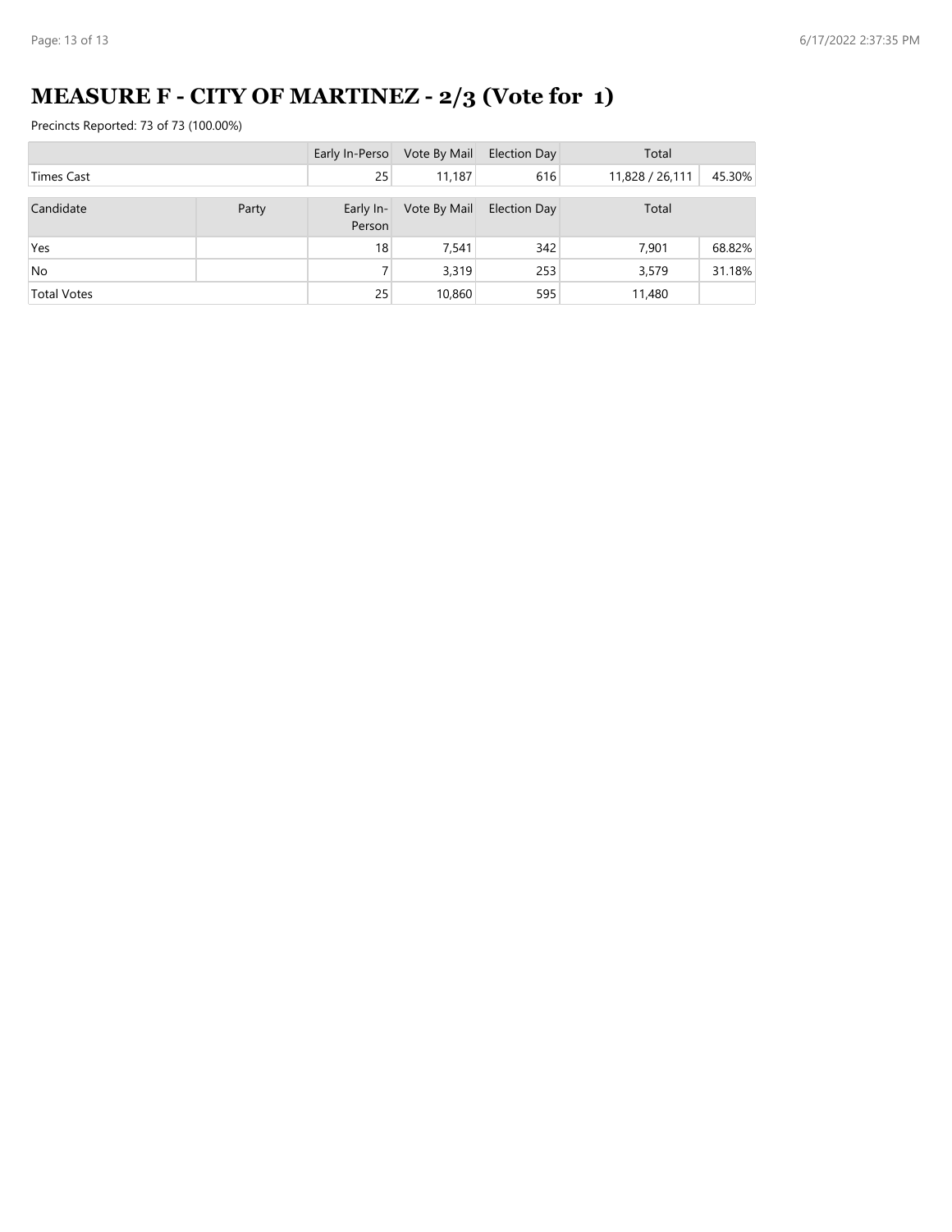# MEASURE F - CITY OF MARTINEZ - 2/3 (Vote for 1)

Precincts Reported: 73 of 73 (100.00%)

| | | Early In-Perso | Vote By Mail | Election Day | Total | |
|---|---|---|---|---|---|---|
| Times Cast | | 25 | 11,187 | 616 | 11,828 / 26,111 | 45.30% |

| Candidate | Party | Early In-Person | Vote By Mail | Election Day | Total | |
|---|---|---|---|---|---|---|
| Yes | | 18 | 7,541 | 342 | 7,901 | 68.82% |
| No | | 7 | 3,319 | 253 | 3,579 | 31.18% |
| Total Votes | | 25 | 10,860 | 595 | 11,480 | |